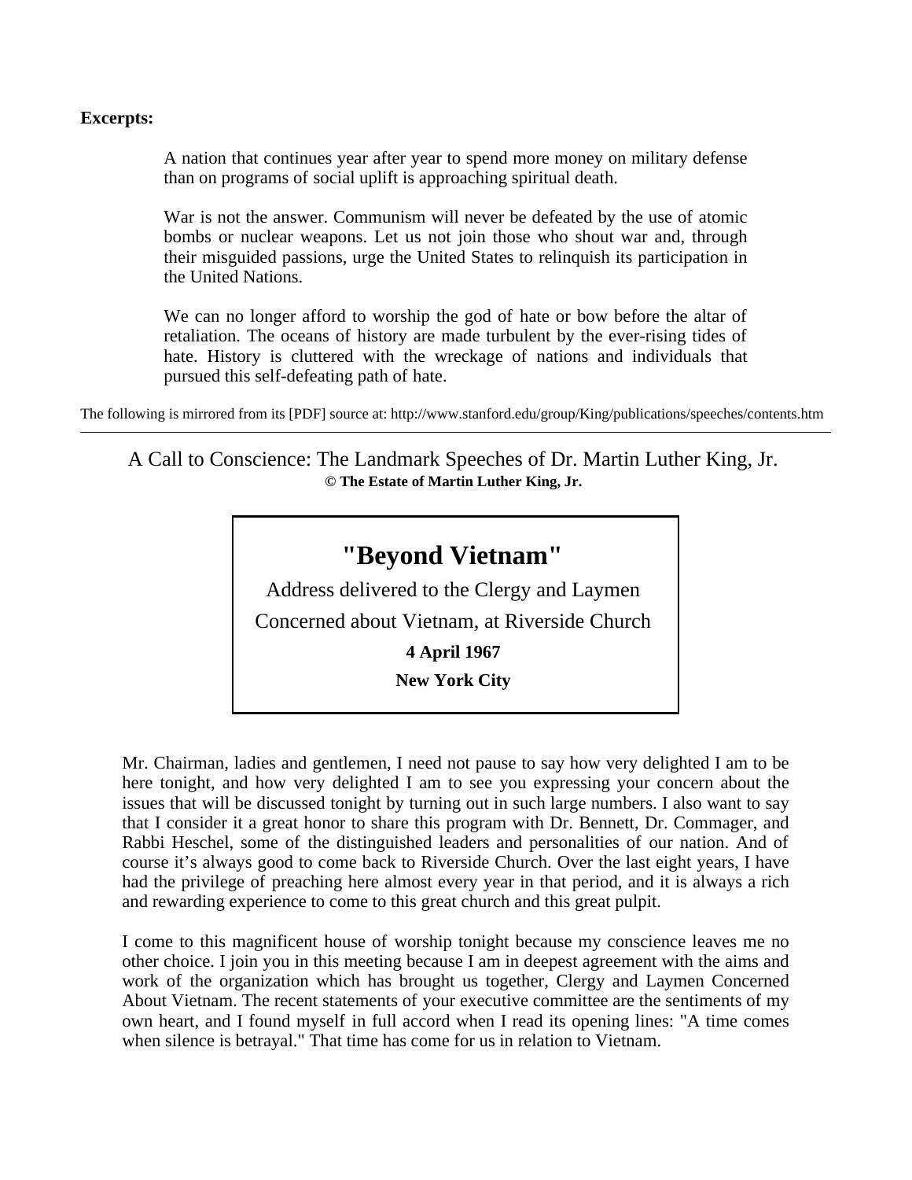**Excerpts:**

> A nation that continues year after year to spend more money on military defense than on programs of social uplift is approaching spiritual death.
>
> War is not the answer. Communism will never be defeated by the use of atomic bombs or nuclear weapons. Let us not join those who shout war and, through their misguided passions, urge the United States to relinquish its participation in the United Nations.
>
> We can no longer afford to worship the god of hate or bow before the altar of retaliation. The oceans of history are made turbulent by the ever-rising tides of hate. History is cluttered with the wreckage of nations and individuals that pursued this self-defeating path of hate.

The following is mirrored from its [PDF] source at: http://www.stanford.edu/group/King/publications/speeches/contents.htm

---

A Call to Conscience: The Landmark Speeches of Dr. Martin Luther King, Jr.
**© The Estate of Martin Luther King, Jr.**

# "Beyond Vietnam"

Address delivered to the Clergy and Laymen Concerned about Vietnam, at Riverside Church

**4 April 1967**

**New York City**

Mr. Chairman, ladies and gentlemen, I need not pause to say how very delighted I am to be here tonight, and how very delighted I am to see you expressing your concern about the issues that will be discussed tonight by turning out in such large numbers. I also want to say that I consider it a great honor to share this program with Dr. Bennett, Dr. Commager, and Rabbi Heschel, some of the distinguished leaders and personalities of our nation. And of course it's always good to come back to Riverside Church. Over the last eight years, I have had the privilege of preaching here almost every year in that period, and it is always a rich and rewarding experience to come to this great church and this great pulpit.

I come to this magnificent house of worship tonight because my conscience leaves me no other choice. I join you in this meeting because I am in deepest agreement with the aims and work of the organization which has brought us together, Clergy and Laymen Concerned About Vietnam. The recent statements of your executive committee are the sentiments of my own heart, and I found myself in full accord when I read its opening lines: "A time comes when silence is betrayal." That time has come for us in relation to Vietnam.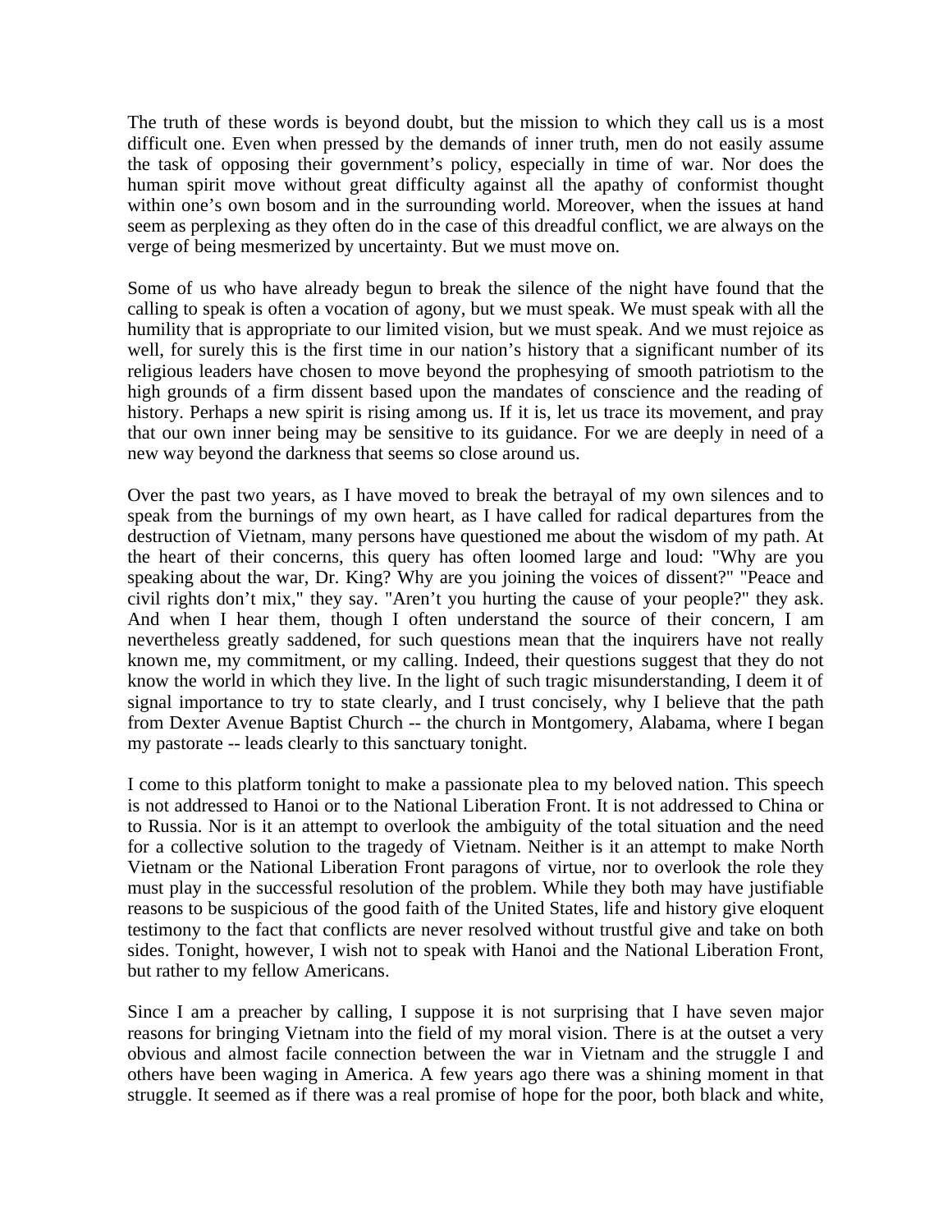The truth of these words is beyond doubt, but the mission to which they call us is a most difficult one. Even when pressed by the demands of inner truth, men do not easily assume the task of opposing their government's policy, especially in time of war. Nor does the human spirit move without great difficulty against all the apathy of conformist thought within one's own bosom and in the surrounding world. Moreover, when the issues at hand seem as perplexing as they often do in the case of this dreadful conflict, we are always on the verge of being mesmerized by uncertainty. But we must move on.

Some of us who have already begun to break the silence of the night have found that the calling to speak is often a vocation of agony, but we must speak. We must speak with all the humility that is appropriate to our limited vision, but we must speak. And we must rejoice as well, for surely this is the first time in our nation's history that a significant number of its religious leaders have chosen to move beyond the prophesying of smooth patriotism to the high grounds of a firm dissent based upon the mandates of conscience and the reading of history. Perhaps a new spirit is rising among us. If it is, let us trace its movement, and pray that our own inner being may be sensitive to its guidance. For we are deeply in need of a new way beyond the darkness that seems so close around us.

Over the past two years, as I have moved to break the betrayal of my own silences and to speak from the burnings of my own heart, as I have called for radical departures from the destruction of Vietnam, many persons have questioned me about the wisdom of my path. At the heart of their concerns, this query has often loomed large and loud: "Why are you speaking about the war, Dr. King? Why are you joining the voices of dissent?" "Peace and civil rights don't mix," they say. "Aren't you hurting the cause of your people?" they ask. And when I hear them, though I often understand the source of their concern, I am nevertheless greatly saddened, for such questions mean that the inquirers have not really known me, my commitment, or my calling. Indeed, their questions suggest that they do not know the world in which they live. In the light of such tragic misunderstanding, I deem it of signal importance to try to state clearly, and I trust concisely, why I believe that the path from Dexter Avenue Baptist Church -- the church in Montgomery, Alabama, where I began my pastorate -- leads clearly to this sanctuary tonight.

I come to this platform tonight to make a passionate plea to my beloved nation. This speech is not addressed to Hanoi or to the National Liberation Front. It is not addressed to China or to Russia. Nor is it an attempt to overlook the ambiguity of the total situation and the need for a collective solution to the tragedy of Vietnam. Neither is it an attempt to make North Vietnam or the National Liberation Front paragons of virtue, nor to overlook the role they must play in the successful resolution of the problem. While they both may have justifiable reasons to be suspicious of the good faith of the United States, life and history give eloquent testimony to the fact that conflicts are never resolved without trustful give and take on both sides. Tonight, however, I wish not to speak with Hanoi and the National Liberation Front, but rather to my fellow Americans.

Since I am a preacher by calling, I suppose it is not surprising that I have seven major reasons for bringing Vietnam into the field of my moral vision. There is at the outset a very obvious and almost facile connection between the war in Vietnam and the struggle I and others have been waging in America. A few years ago there was a shining moment in that struggle. It seemed as if there was a real promise of hope for the poor, both black and white,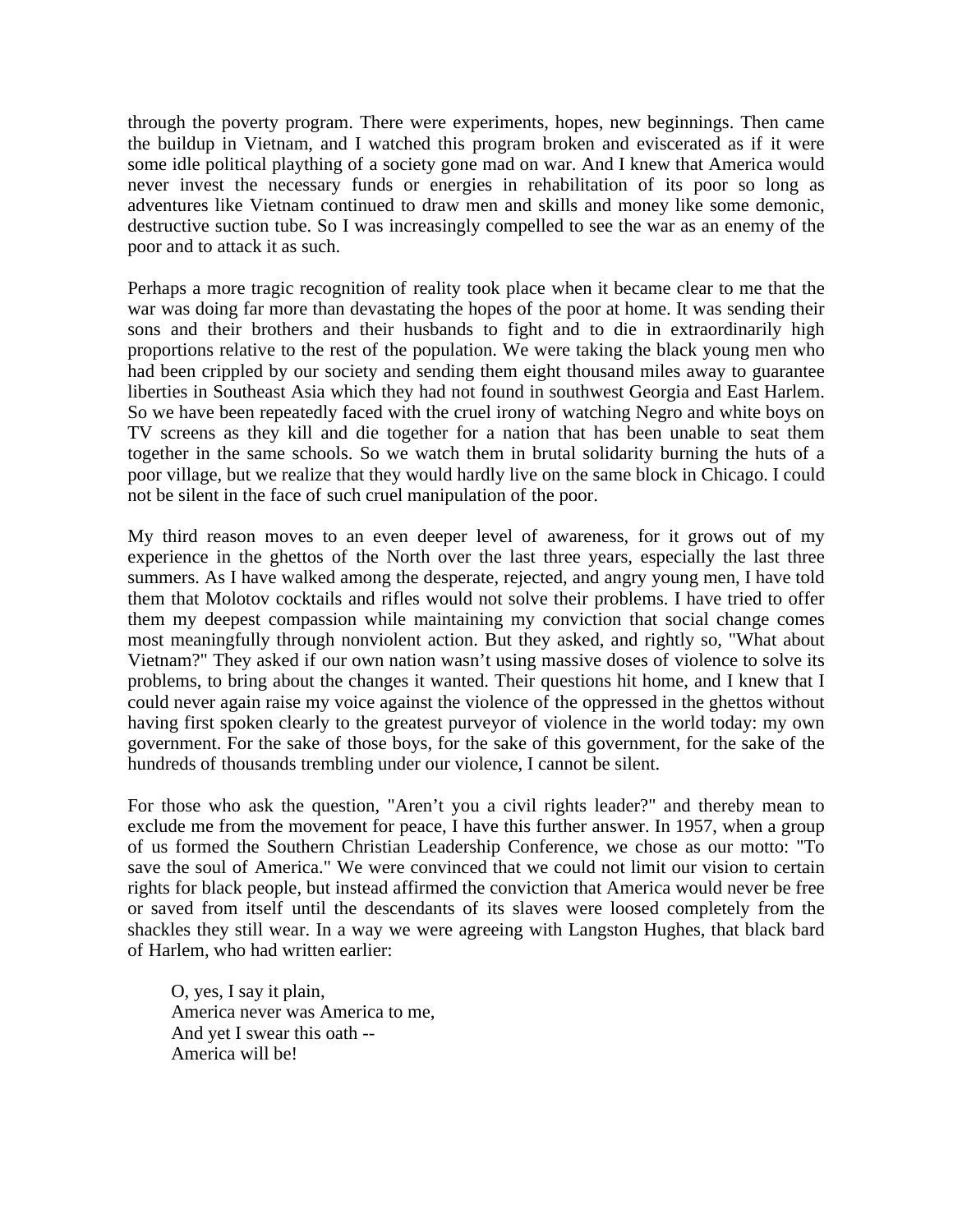through the poverty program. There were experiments, hopes, new beginnings. Then came the buildup in Vietnam, and I watched this program broken and eviscerated as if it were some idle political plaything of a society gone mad on war. And I knew that America would never invest the necessary funds or energies in rehabilitation of its poor so long as adventures like Vietnam continued to draw men and skills and money like some demonic, destructive suction tube. So I was increasingly compelled to see the war as an enemy of the poor and to attack it as such.

Perhaps a more tragic recognition of reality took place when it became clear to me that the war was doing far more than devastating the hopes of the poor at home. It was sending their sons and their brothers and their husbands to fight and to die in extraordinarily high proportions relative to the rest of the population. We were taking the black young men who had been crippled by our society and sending them eight thousand miles away to guarantee liberties in Southeast Asia which they had not found in southwest Georgia and East Harlem. So we have been repeatedly faced with the cruel irony of watching Negro and white boys on TV screens as they kill and die together for a nation that has been unable to seat them together in the same schools. So we watch them in brutal solidarity burning the huts of a poor village, but we realize that they would hardly live on the same block in Chicago. I could not be silent in the face of such cruel manipulation of the poor.

My third reason moves to an even deeper level of awareness, for it grows out of my experience in the ghettos of the North over the last three years, especially the last three summers. As I have walked among the desperate, rejected, and angry young men, I have told them that Molotov cocktails and rifles would not solve their problems. I have tried to offer them my deepest compassion while maintaining my conviction that social change comes most meaningfully through nonviolent action. But they asked, and rightly so, "What about Vietnam?" They asked if our own nation wasn't using massive doses of violence to solve its problems, to bring about the changes it wanted. Their questions hit home, and I knew that I could never again raise my voice against the violence of the oppressed in the ghettos without having first spoken clearly to the greatest purveyor of violence in the world today: my own government. For the sake of those boys, for the sake of this government, for the sake of the hundreds of thousands trembling under our violence, I cannot be silent.

For those who ask the question, "Aren't you a civil rights leader?" and thereby mean to exclude me from the movement for peace, I have this further answer. In 1957, when a group of us formed the Southern Christian Leadership Conference, we chose as our motto: "To save the soul of America." We were convinced that we could not limit our vision to certain rights for black people, but instead affirmed the conviction that America would never be free or saved from itself until the descendants of its slaves were loosed completely from the shackles they still wear. In a way we were agreeing with Langston Hughes, that black bard of Harlem, who had written earlier:

> O, yes, I say it plain,
> America never was America to me,
> And yet I swear this oath --
> America will be!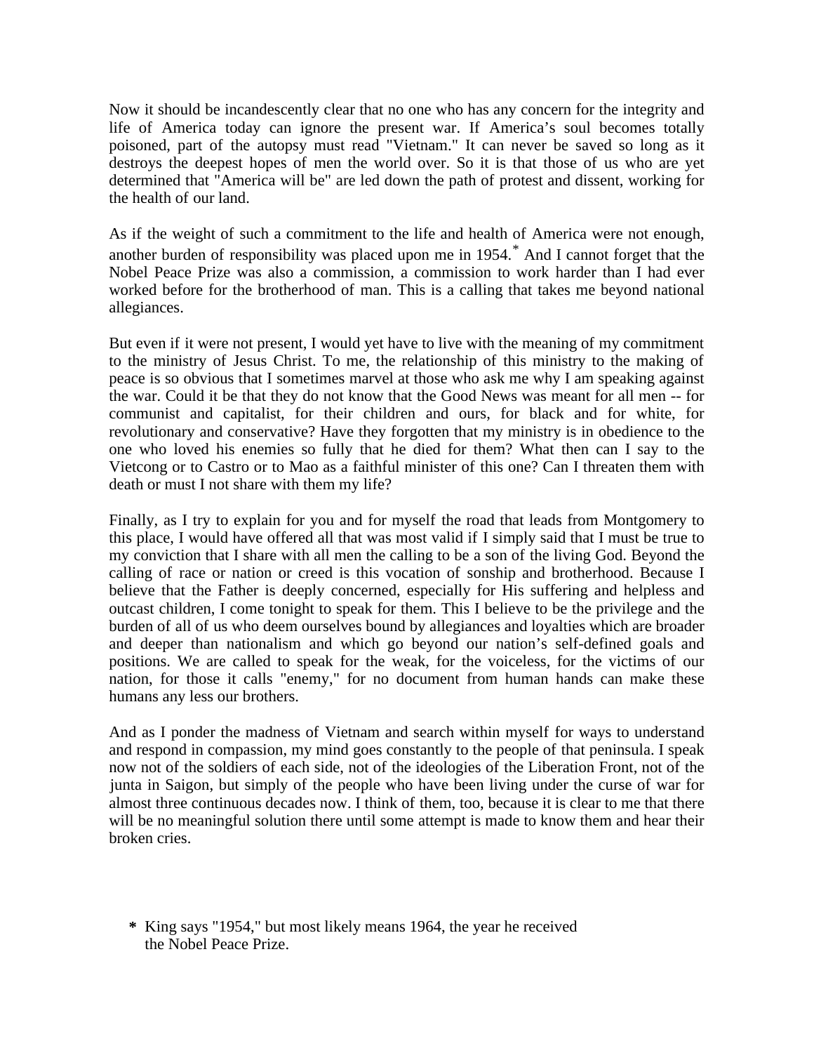Now it should be incandescently clear that no one who has any concern for the integrity and life of America today can ignore the present war. If America's soul becomes totally poisoned, part of the autopsy must read "Vietnam." It can never be saved so long as it destroys the deepest hopes of men the world over. So it is that those of us who are yet determined that "America will be" are led down the path of protest and dissent, working for the health of our land.

As if the weight of such a commitment to the life and health of America were not enough, another burden of responsibility was placed upon me in 1954.* And I cannot forget that the Nobel Peace Prize was also a commission, a commission to work harder than I had ever worked before for the brotherhood of man. This is a calling that takes me beyond national allegiances.

But even if it were not present, I would yet have to live with the meaning of my commitment to the ministry of Jesus Christ. To me, the relationship of this ministry to the making of peace is so obvious that I sometimes marvel at those who ask me why I am speaking against the war. Could it be that they do not know that the Good News was meant for all men -- for communist and capitalist, for their children and ours, for black and for white, for revolutionary and conservative? Have they forgotten that my ministry is in obedience to the one who loved his enemies so fully that he died for them? What then can I say to the Vietcong or to Castro or to Mao as a faithful minister of this one? Can I threaten them with death or must I not share with them my life?

Finally, as I try to explain for you and for myself the road that leads from Montgomery to this place, I would have offered all that was most valid if I simply said that I must be true to my conviction that I share with all men the calling to be a son of the living God. Beyond the calling of race or nation or creed is this vocation of sonship and brotherhood. Because I believe that the Father is deeply concerned, especially for His suffering and helpless and outcast children, I come tonight to speak for them. This I believe to be the privilege and the burden of all of us who deem ourselves bound by allegiances and loyalties which are broader and deeper than nationalism and which go beyond our nation's self-defined goals and positions. We are called to speak for the weak, for the voiceless, for the victims of our nation, for those it calls "enemy," for no document from human hands can make these humans any less our brothers.

And as I ponder the madness of Vietnam and search within myself for ways to understand and respond in compassion, my mind goes constantly to the people of that peninsula. I speak now not of the soldiers of each side, not of the ideologies of the Liberation Front, not of the junta in Saigon, but simply of the people who have been living under the curse of war for almost three continuous decades now. I think of them, too, because it is clear to me that there will be no meaningful solution there until some attempt is made to know them and hear their broken cries.

* King says "1954," but most likely means 1964, the year he received the Nobel Peace Prize.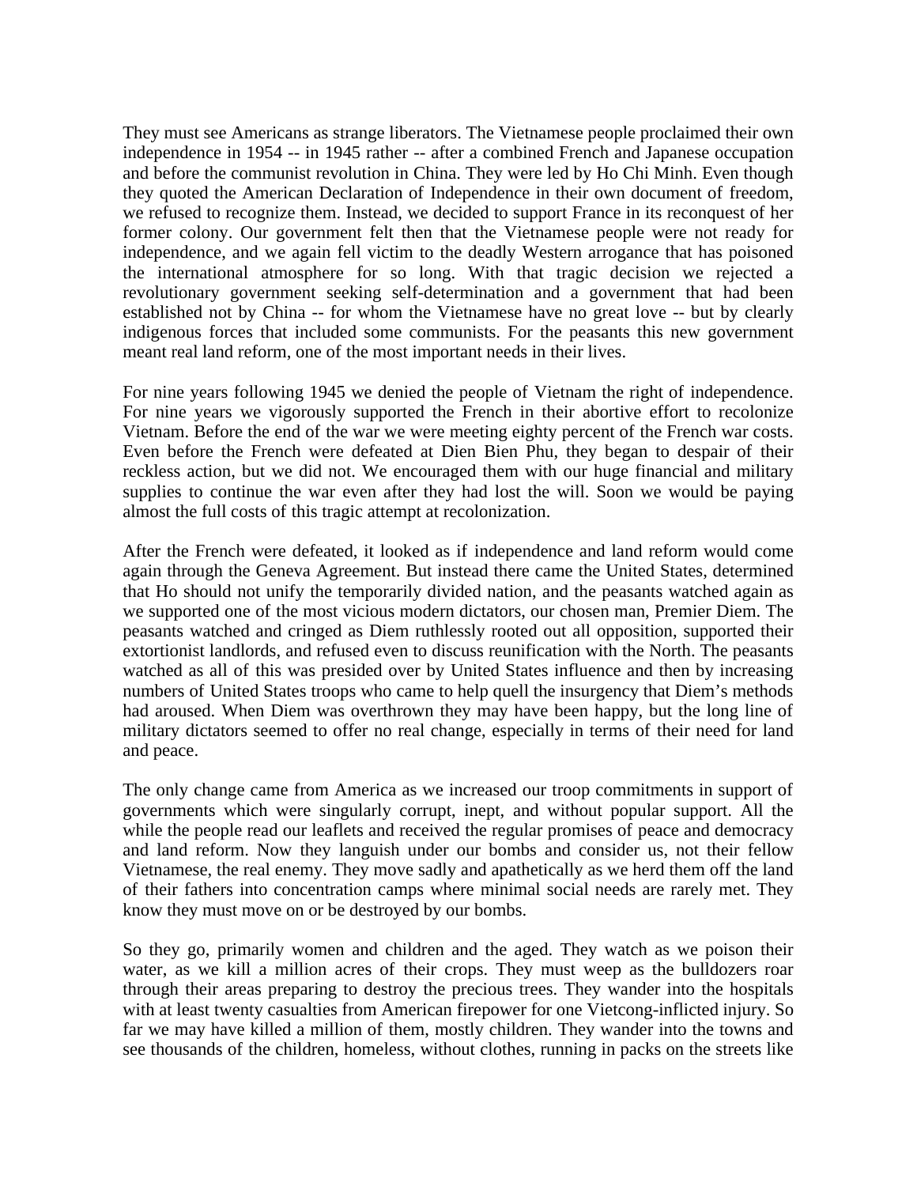They must see Americans as strange liberators. The Vietnamese people proclaimed their own independence in 1954 -- in 1945 rather -- after a combined French and Japanese occupation and before the communist revolution in China. They were led by Ho Chi Minh. Even though they quoted the American Declaration of Independence in their own document of freedom, we refused to recognize them. Instead, we decided to support France in its reconquest of her former colony. Our government felt then that the Vietnamese people were not ready for independence, and we again fell victim to the deadly Western arrogance that has poisoned the international atmosphere for so long. With that tragic decision we rejected a revolutionary government seeking self-determination and a government that had been established not by China -- for whom the Vietnamese have no great love -- but by clearly indigenous forces that included some communists. For the peasants this new government meant real land reform, one of the most important needs in their lives.

For nine years following 1945 we denied the people of Vietnam the right of independence. For nine years we vigorously supported the French in their abortive effort to recolonize Vietnam. Before the end of the war we were meeting eighty percent of the French war costs. Even before the French were defeated at Dien Bien Phu, they began to despair of their reckless action, but we did not. We encouraged them with our huge financial and military supplies to continue the war even after they had lost the will. Soon we would be paying almost the full costs of this tragic attempt at recolonization.

After the French were defeated, it looked as if independence and land reform would come again through the Geneva Agreement. But instead there came the United States, determined that Ho should not unify the temporarily divided nation, and the peasants watched again as we supported one of the most vicious modern dictators, our chosen man, Premier Diem. The peasants watched and cringed as Diem ruthlessly rooted out all opposition, supported their extortionist landlords, and refused even to discuss reunification with the North. The peasants watched as all of this was presided over by United States influence and then by increasing numbers of United States troops who came to help quell the insurgency that Diem's methods had aroused. When Diem was overthrown they may have been happy, but the long line of military dictators seemed to offer no real change, especially in terms of their need for land and peace.

The only change came from America as we increased our troop commitments in support of governments which were singularly corrupt, inept, and without popular support. All the while the people read our leaflets and received the regular promises of peace and democracy and land reform. Now they languish under our bombs and consider us, not their fellow Vietnamese, the real enemy. They move sadly and apathetically as we herd them off the land of their fathers into concentration camps where minimal social needs are rarely met. They know they must move on or be destroyed by our bombs.

So they go, primarily women and children and the aged. They watch as we poison their water, as we kill a million acres of their crops. They must weep as the bulldozers roar through their areas preparing to destroy the precious trees. They wander into the hospitals with at least twenty casualties from American firepower for one Vietcong-inflicted injury. So far we may have killed a million of them, mostly children. They wander into the towns and see thousands of the children, homeless, without clothes, running in packs on the streets like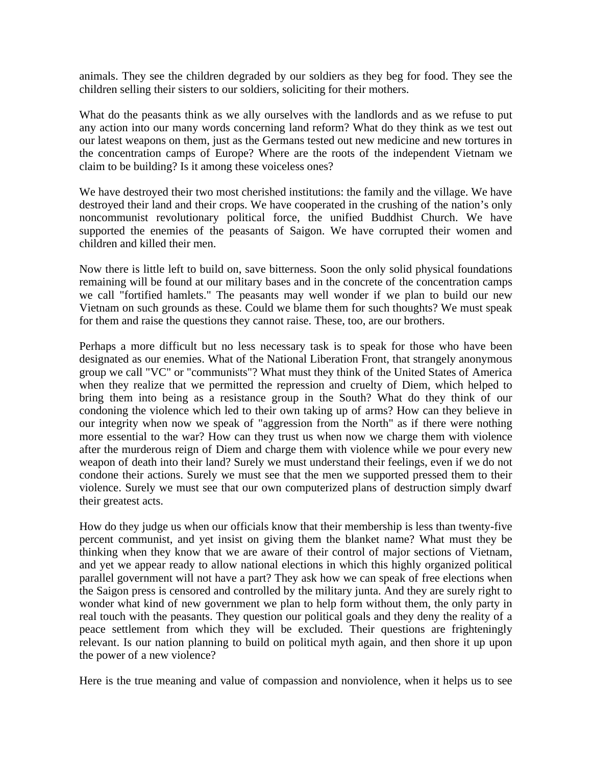animals. They see the children degraded by our soldiers as they beg for food. They see the children selling their sisters to our soldiers, soliciting for their mothers.

What do the peasants think as we ally ourselves with the landlords and as we refuse to put any action into our many words concerning land reform? What do they think as we test out our latest weapons on them, just as the Germans tested out new medicine and new tortures in the concentration camps of Europe? Where are the roots of the independent Vietnam we claim to be building? Is it among these voiceless ones?

We have destroyed their two most cherished institutions: the family and the village. We have destroyed their land and their crops. We have cooperated in the crushing of the nation's only noncommunist revolutionary political force, the unified Buddhist Church. We have supported the enemies of the peasants of Saigon. We have corrupted their women and children and killed their men.

Now there is little left to build on, save bitterness. Soon the only solid physical foundations remaining will be found at our military bases and in the concrete of the concentration camps we call "fortified hamlets." The peasants may well wonder if we plan to build our new Vietnam on such grounds as these. Could we blame them for such thoughts? We must speak for them and raise the questions they cannot raise. These, too, are our brothers.

Perhaps a more difficult but no less necessary task is to speak for those who have been designated as our enemies. What of the National Liberation Front, that strangely anonymous group we call "VC" or "communists"? What must they think of the United States of America when they realize that we permitted the repression and cruelty of Diem, which helped to bring them into being as a resistance group in the South? What do they think of our condoning the violence which led to their own taking up of arms? How can they believe in our integrity when now we speak of "aggression from the North" as if there were nothing more essential to the war? How can they trust us when now we charge them with violence after the murderous reign of Diem and charge them with violence while we pour every new weapon of death into their land? Surely we must understand their feelings, even if we do not condone their actions. Surely we must see that the men we supported pressed them to their violence. Surely we must see that our own computerized plans of destruction simply dwarf their greatest acts.

How do they judge us when our officials know that their membership is less than twenty-five percent communist, and yet insist on giving them the blanket name? What must they be thinking when they know that we are aware of their control of major sections of Vietnam, and yet we appear ready to allow national elections in which this highly organized political parallel government will not have a part? They ask how we can speak of free elections when the Saigon press is censored and controlled by the military junta. And they are surely right to wonder what kind of new government we plan to help form without them, the only party in real touch with the peasants. They question our political goals and they deny the reality of a peace settlement from which they will be excluded. Their questions are frighteningly relevant. Is our nation planning to build on political myth again, and then shore it up upon the power of a new violence?

Here is the true meaning and value of compassion and nonviolence, when it helps us to see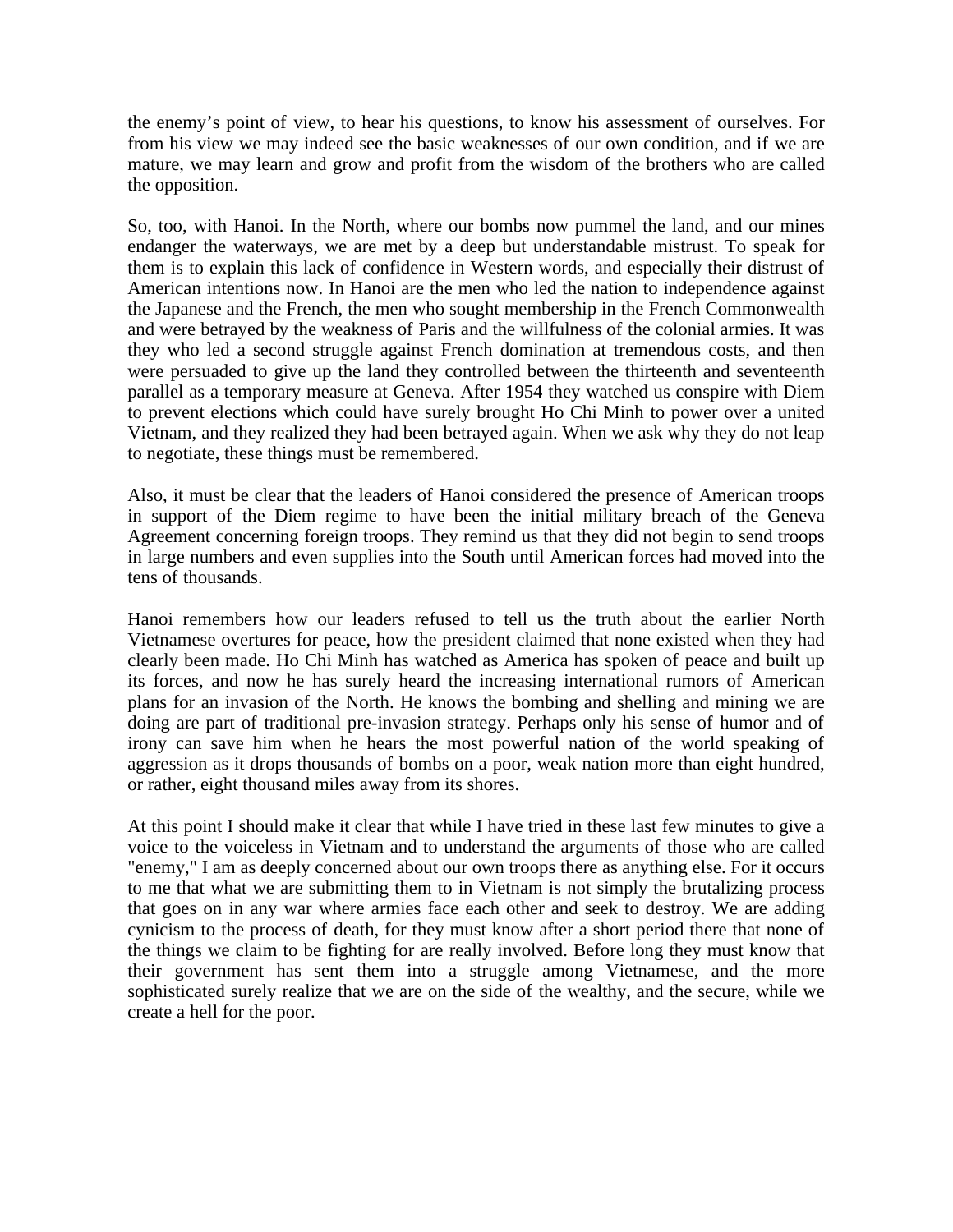the enemy's point of view, to hear his questions, to know his assessment of ourselves. For from his view we may indeed see the basic weaknesses of our own condition, and if we are mature, we may learn and grow and profit from the wisdom of the brothers who are called the opposition.

So, too, with Hanoi. In the North, where our bombs now pummel the land, and our mines endanger the waterways, we are met by a deep but understandable mistrust. To speak for them is to explain this lack of confidence in Western words, and especially their distrust of American intentions now. In Hanoi are the men who led the nation to independence against the Japanese and the French, the men who sought membership in the French Commonwealth and were betrayed by the weakness of Paris and the willfulness of the colonial armies. It was they who led a second struggle against French domination at tremendous costs, and then were persuaded to give up the land they controlled between the thirteenth and seventeenth parallel as a temporary measure at Geneva. After 1954 they watched us conspire with Diem to prevent elections which could have surely brought Ho Chi Minh to power over a united Vietnam, and they realized they had been betrayed again. When we ask why they do not leap to negotiate, these things must be remembered.

Also, it must be clear that the leaders of Hanoi considered the presence of American troops in support of the Diem regime to have been the initial military breach of the Geneva Agreement concerning foreign troops. They remind us that they did not begin to send troops in large numbers and even supplies into the South until American forces had moved into the tens of thousands.

Hanoi remembers how our leaders refused to tell us the truth about the earlier North Vietnamese overtures for peace, how the president claimed that none existed when they had clearly been made. Ho Chi Minh has watched as America has spoken of peace and built up its forces, and now he has surely heard the increasing international rumors of American plans for an invasion of the North. He knows the bombing and shelling and mining we are doing are part of traditional pre-invasion strategy. Perhaps only his sense of humor and of irony can save him when he hears the most powerful nation of the world speaking of aggression as it drops thousands of bombs on a poor, weak nation more than eight hundred, or rather, eight thousand miles away from its shores.

At this point I should make it clear that while I have tried in these last few minutes to give a voice to the voiceless in Vietnam and to understand the arguments of those who are called "enemy," I am as deeply concerned about our own troops there as anything else. For it occurs to me that what we are submitting them to in Vietnam is not simply the brutalizing process that goes on in any war where armies face each other and seek to destroy. We are adding cynicism to the process of death, for they must know after a short period there that none of the things we claim to be fighting for are really involved. Before long they must know that their government has sent them into a struggle among Vietnamese, and the more sophisticated surely realize that we are on the side of the wealthy, and the secure, while we create a hell for the poor.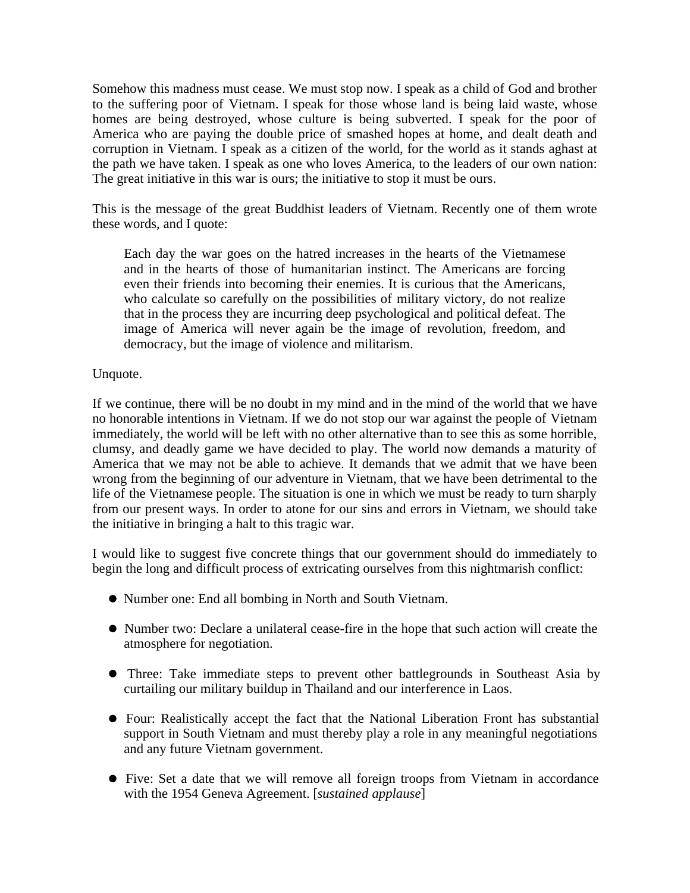Somehow this madness must cease. We must stop now. I speak as a child of God and brother to the suffering poor of Vietnam. I speak for those whose land is being laid waste, whose homes are being destroyed, whose culture is being subverted. I speak for the poor of America who are paying the double price of smashed hopes at home, and dealt death and corruption in Vietnam. I speak as a citizen of the world, for the world as it stands aghast at the path we have taken. I speak as one who loves America, to the leaders of our own nation: The great initiative in this war is ours; the initiative to stop it must be ours.

This is the message of the great Buddhist leaders of Vietnam. Recently one of them wrote these words, and I quote:

> Each day the war goes on the hatred increases in the hearts of the Vietnamese and in the hearts of those of humanitarian instinct. The Americans are forcing even their friends into becoming their enemies. It is curious that the Americans, who calculate so carefully on the possibilities of military victory, do not realize that in the process they are incurring deep psychological and political defeat. The image of America will never again be the image of revolution, freedom, and democracy, but the image of violence and militarism.

Unquote.

If we continue, there will be no doubt in my mind and in the mind of the world that we have no honorable intentions in Vietnam. If we do not stop our war against the people of Vietnam immediately, the world will be left with no other alternative than to see this as some horrible, clumsy, and deadly game we have decided to play. The world now demands a maturity of America that we may not be able to achieve. It demands that we admit that we have been wrong from the beginning of our adventure in Vietnam, that we have been detrimental to the life of the Vietnamese people. The situation is one in which we must be ready to turn sharply from our present ways. In order to atone for our sins and errors in Vietnam, we should take the initiative in bringing a halt to this tragic war.

I would like to suggest five concrete things that our government should do immediately to begin the long and difficult process of extricating ourselves from this nightmarish conflict:

- Number one: End all bombing in North and South Vietnam.
- Number two: Declare a unilateral cease-fire in the hope that such action will create the atmosphere for negotiation.
- Three: Take immediate steps to prevent other battlegrounds in Southeast Asia by curtailing our military buildup in Thailand and our interference in Laos.
- Four: Realistically accept the fact that the National Liberation Front has substantial support in South Vietnam and must thereby play a role in any meaningful negotiations and any future Vietnam government.
- Five: Set a date that we will remove all foreign troops from Vietnam in accordance with the 1954 Geneva Agreement. [*sustained applause*]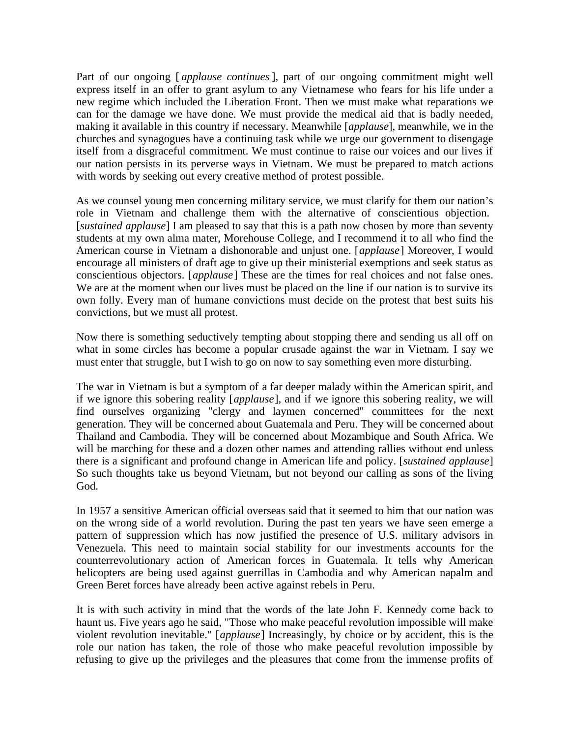Part of our ongoing [*applause continues*], part of our ongoing commitment might well express itself in an offer to grant asylum to any Vietnamese who fears for his life under a new regime which included the Liberation Front. Then we must make what reparations we can for the damage we have done. We must provide the medical aid that is badly needed, making it available in this country if necessary. Meanwhile [*applause*], meanwhile, we in the churches and synagogues have a continuing task while we urge our government to disengage itself from a disgraceful commitment. We must continue to raise our voices and our lives if our nation persists in its perverse ways in Vietnam. We must be prepared to match actions with words by seeking out every creative method of protest possible.

As we counsel young men concerning military service, we must clarify for them our nation's role in Vietnam and challenge them with the alternative of conscientious objection. [*sustained applause*] I am pleased to say that this is a path now chosen by more than seventy students at my own alma mater, Morehouse College, and I recommend it to all who find the American course in Vietnam a dishonorable and unjust one. [*applause*] Moreover, I would encourage all ministers of draft age to give up their ministerial exemptions and seek status as conscientious objectors. [*applause*] These are the times for real choices and not false ones. We are at the moment when our lives must be placed on the line if our nation is to survive its own folly. Every man of humane convictions must decide on the protest that best suits his convictions, but we must all protest.

Now there is something seductively tempting about stopping there and sending us all off on what in some circles has become a popular crusade against the war in Vietnam. I say we must enter that struggle, but I wish to go on now to say something even more disturbing.

The war in Vietnam is but a symptom of a far deeper malady within the American spirit, and if we ignore this sobering reality [*applause*], and if we ignore this sobering reality, we will find ourselves organizing "clergy and laymen concerned" committees for the next generation. They will be concerned about Guatemala and Peru. They will be concerned about Thailand and Cambodia. They will be concerned about Mozambique and South Africa. We will be marching for these and a dozen other names and attending rallies without end unless there is a significant and profound change in American life and policy. [*sustained applause*] So such thoughts take us beyond Vietnam, but not beyond our calling as sons of the living God.

In 1957 a sensitive American official overseas said that it seemed to him that our nation was on the wrong side of a world revolution. During the past ten years we have seen emerge a pattern of suppression which has now justified the presence of U.S. military advisors in Venezuela. This need to maintain social stability for our investments accounts for the counterrevolutionary action of American forces in Guatemala. It tells why American helicopters are being used against guerrillas in Cambodia and why American napalm and Green Beret forces have already been active against rebels in Peru.

It is with such activity in mind that the words of the late John F. Kennedy come back to haunt us. Five years ago he said, "Those who make peaceful revolution impossible will make violent revolution inevitable." [*applause*] Increasingly, by choice or by accident, this is the role our nation has taken, the role of those who make peaceful revolution impossible by refusing to give up the privileges and the pleasures that come from the immense profits of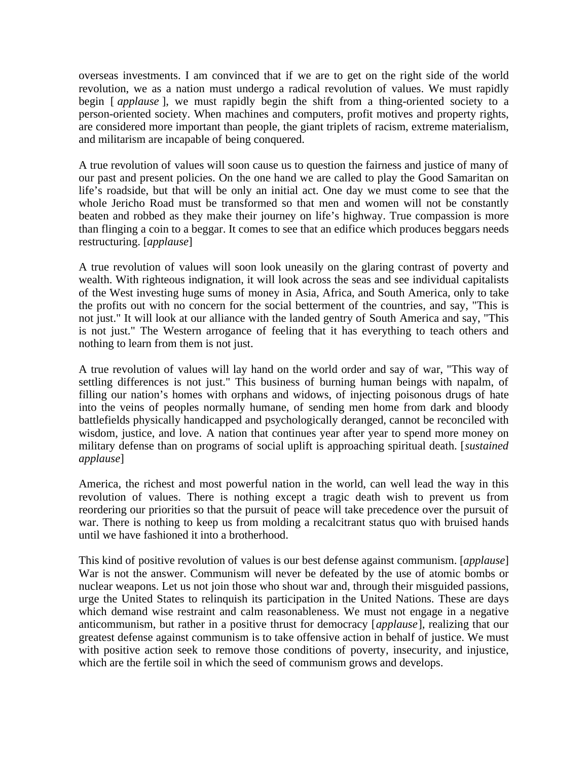overseas investments. I am convinced that if we are to get on the right side of the world revolution, we as a nation must undergo a radical revolution of values. We must rapidly begin [ *applause* ], we must rapidly begin the shift from a thing-oriented society to a person-oriented society. When machines and computers, profit motives and property rights, are considered more important than people, the giant triplets of racism, extreme materialism, and militarism are incapable of being conquered.

A true revolution of values will soon cause us to question the fairness and justice of many of our past and present policies. On the one hand we are called to play the Good Samaritan on life's roadside, but that will be only an initial act. One day we must come to see that the whole Jericho Road must be transformed so that men and women will not be constantly beaten and robbed as they make their journey on life's highway. True compassion is more than flinging a coin to a beggar. It comes to see that an edifice which produces beggars needs restructuring. [*applause*]

A true revolution of values will soon look uneasily on the glaring contrast of poverty and wealth. With righteous indignation, it will look across the seas and see individual capitalists of the West investing huge sums of money in Asia, Africa, and South America, only to take the profits out with no concern for the social betterment of the countries, and say, "This is not just." It will look at our alliance with the landed gentry of South America and say, "This is not just." The Western arrogance of feeling that it has everything to teach others and nothing to learn from them is not just.

A true revolution of values will lay hand on the world order and say of war, "This way of settling differences is not just." This business of burning human beings with napalm, of filling our nation's homes with orphans and widows, of injecting poisonous drugs of hate into the veins of peoples normally humane, of sending men home from dark and bloody battlefields physically handicapped and psychologically deranged, cannot be reconciled with wisdom, justice, and love. A nation that continues year after year to spend more money on military defense than on programs of social uplift is approaching spiritual death. [*sustained applause*]

America, the richest and most powerful nation in the world, can well lead the way in this revolution of values. There is nothing except a tragic death wish to prevent us from reordering our priorities so that the pursuit of peace will take precedence over the pursuit of war. There is nothing to keep us from molding a recalcitrant status quo with bruised hands until we have fashioned it into a brotherhood.

This kind of positive revolution of values is our best defense against communism. [*applause*] War is not the answer. Communism will never be defeated by the use of atomic bombs or nuclear weapons. Let us not join those who shout war and, through their misguided passions, urge the United States to relinquish its participation in the United Nations. These are days which demand wise restraint and calm reasonableness. We must not engage in a negative anticommunism, but rather in a positive thrust for democracy [*applause*], realizing that our greatest defense against communism is to take offensive action in behalf of justice. We must with positive action seek to remove those conditions of poverty, insecurity, and injustice, which are the fertile soil in which the seed of communism grows and develops.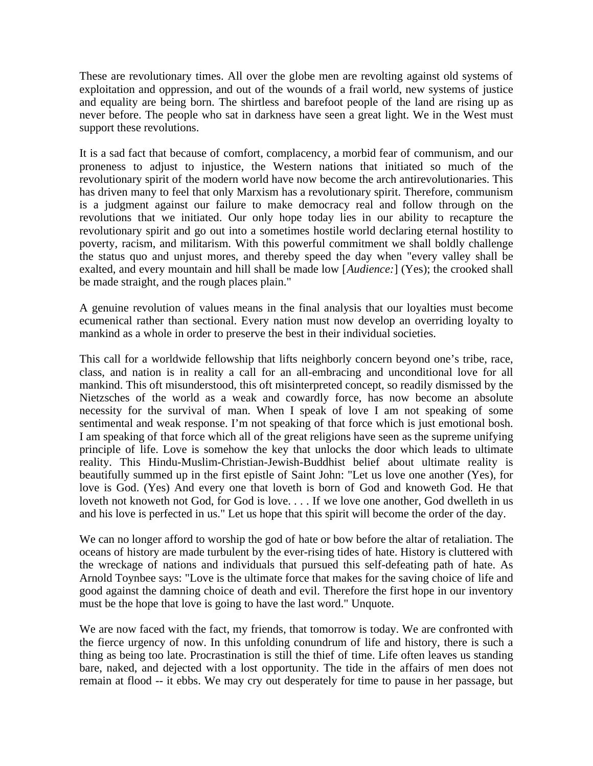These are revolutionary times. All over the globe men are revolting against old systems of exploitation and oppression, and out of the wounds of a frail world, new systems of justice and equality are being born. The shirtless and barefoot people of the land are rising up as never before. The people who sat in darkness have seen a great light. We in the West must support these revolutions.

It is a sad fact that because of comfort, complacency, a morbid fear of communism, and our proneness to adjust to injustice, the Western nations that initiated so much of the revolutionary spirit of the modern world have now become the arch antirevolutionaries. This has driven many to feel that only Marxism has a revolutionary spirit. Therefore, communism is a judgment against our failure to make democracy real and follow through on the revolutions that we initiated. Our only hope today lies in our ability to recapture the revolutionary spirit and go out into a sometimes hostile world declaring eternal hostility to poverty, racism, and militarism. With this powerful commitment we shall boldly challenge the status quo and unjust mores, and thereby speed the day when "every valley shall be exalted, and every mountain and hill shall be made low [*Audience:*] (Yes); the crooked shall be made straight, and the rough places plain."

A genuine revolution of values means in the final analysis that our loyalties must become ecumenical rather than sectional. Every nation must now develop an overriding loyalty to mankind as a whole in order to preserve the best in their individual societies.

This call for a worldwide fellowship that lifts neighborly concern beyond one's tribe, race, class, and nation is in reality a call for an all-embracing and unconditional love for all mankind. This oft misunderstood, this oft misinterpreted concept, so readily dismissed by the Nietzsches of the world as a weak and cowardly force, has now become an absolute necessity for the survival of man. When I speak of love I am not speaking of some sentimental and weak response. I'm not speaking of that force which is just emotional bosh. I am speaking of that force which all of the great religions have seen as the supreme unifying principle of life. Love is somehow the key that unlocks the door which leads to ultimate reality. This Hindu-Muslim-Christian-Jewish-Buddhist belief about ultimate reality is beautifully summed up in the first epistle of Saint John: "Let us love one another (Yes), for love is God. (Yes) And every one that loveth is born of God and knoweth God. He that loveth not knoweth not God, for God is love. . . . If we love one another, God dwelleth in us and his love is perfected in us." Let us hope that this spirit will become the order of the day.

We can no longer afford to worship the god of hate or bow before the altar of retaliation. The oceans of history are made turbulent by the ever-rising tides of hate. History is cluttered with the wreckage of nations and individuals that pursued this self-defeating path of hate. As Arnold Toynbee says: "Love is the ultimate force that makes for the saving choice of life and good against the damning choice of death and evil. Therefore the first hope in our inventory must be the hope that love is going to have the last word." Unquote.

We are now faced with the fact, my friends, that tomorrow is today. We are confronted with the fierce urgency of now. In this unfolding conundrum of life and history, there is such a thing as being too late. Procrastination is still the thief of time. Life often leaves us standing bare, naked, and dejected with a lost opportunity. The tide in the affairs of men does not remain at flood -- it ebbs. We may cry out desperately for time to pause in her passage, but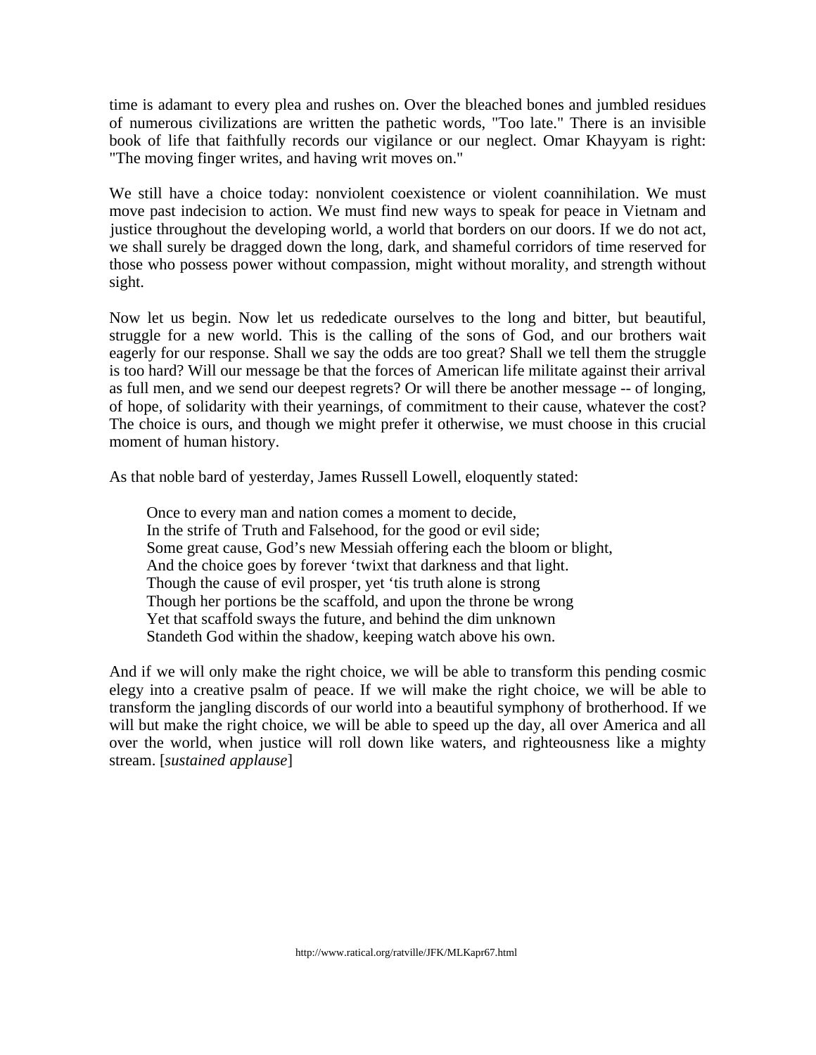time is adamant to every plea and rushes on. Over the bleached bones and jumbled residues of numerous civilizations are written the pathetic words, "Too late." There is an invisible book of life that faithfully records our vigilance or our neglect. Omar Khayyam is right: "The moving finger writes, and having writ moves on."

We still have a choice today: nonviolent coexistence or violent coannihilation. We must move past indecision to action. We must find new ways to speak for peace in Vietnam and justice throughout the developing world, a world that borders on our doors. If we do not act, we shall surely be dragged down the long, dark, and shameful corridors of time reserved for those who possess power without compassion, might without morality, and strength without sight.

Now let us begin. Now let us rededicate ourselves to the long and bitter, but beautiful, struggle for a new world. This is the calling of the sons of God, and our brothers wait eagerly for our response. Shall we say the odds are too great? Shall we tell them the struggle is too hard? Will our message be that the forces of American life militate against their arrival as full men, and we send our deepest regrets? Or will there be another message -- of longing, of hope, of solidarity with their yearnings, of commitment to their cause, whatever the cost? The choice is ours, and though we might prefer it otherwise, we must choose in this crucial moment of human history.

As that noble bard of yesterday, James Russell Lowell, eloquently stated:

> Once to every man and nation comes a moment to decide,
> In the strife of Truth and Falsehood, for the good or evil side;
> Some great cause, God's new Messiah offering each the bloom or blight,
> And the choice goes by forever 'twixt that darkness and that light.
> Though the cause of evil prosper, yet 'tis truth alone is strong
> Though her portions be the scaffold, and upon the throne be wrong
> Yet that scaffold sways the future, and behind the dim unknown
> Standeth God within the shadow, keeping watch above his own.

And if we will only make the right choice, we will be able to transform this pending cosmic elegy into a creative psalm of peace. If we will make the right choice, we will be able to transform the jangling discords of our world into a beautiful symphony of brotherhood. If we will but make the right choice, we will be able to speed up the day, all over America and all over the world, when justice will roll down like waters, and righteousness like a mighty stream. [*sustained applause*]

http://www.ratical.org/ratville/JFK/MLKapr67.html